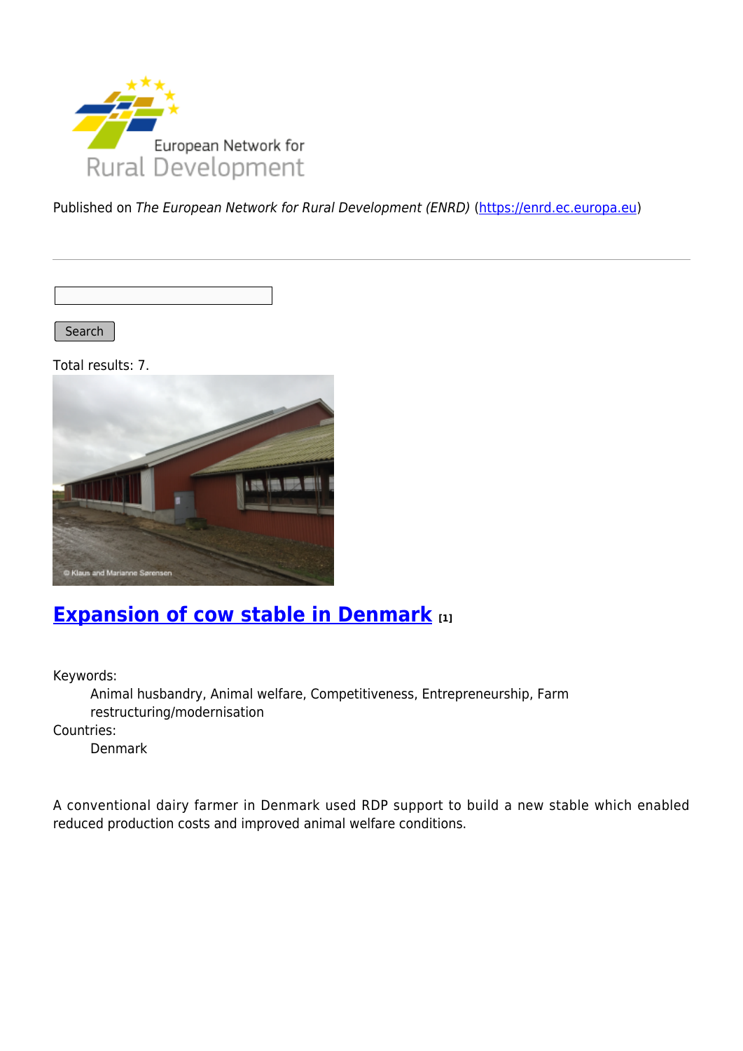Published on *The European Network for Rural Development (ENRD)* (https://enrd.ec.europa.eu)

Search

Total results: 7.

## Expansion of cow stable in Denmark [1]

Keywords:
Animal husbandry, Animal welfare, Competitiveness, Entrepreneurship, Farm restructuring/modernisation

Countries:
Denmark

A conventional dairy farmer in Denmark used RDP support to build a new stable which enabled reduced production costs and improved animal welfare conditions.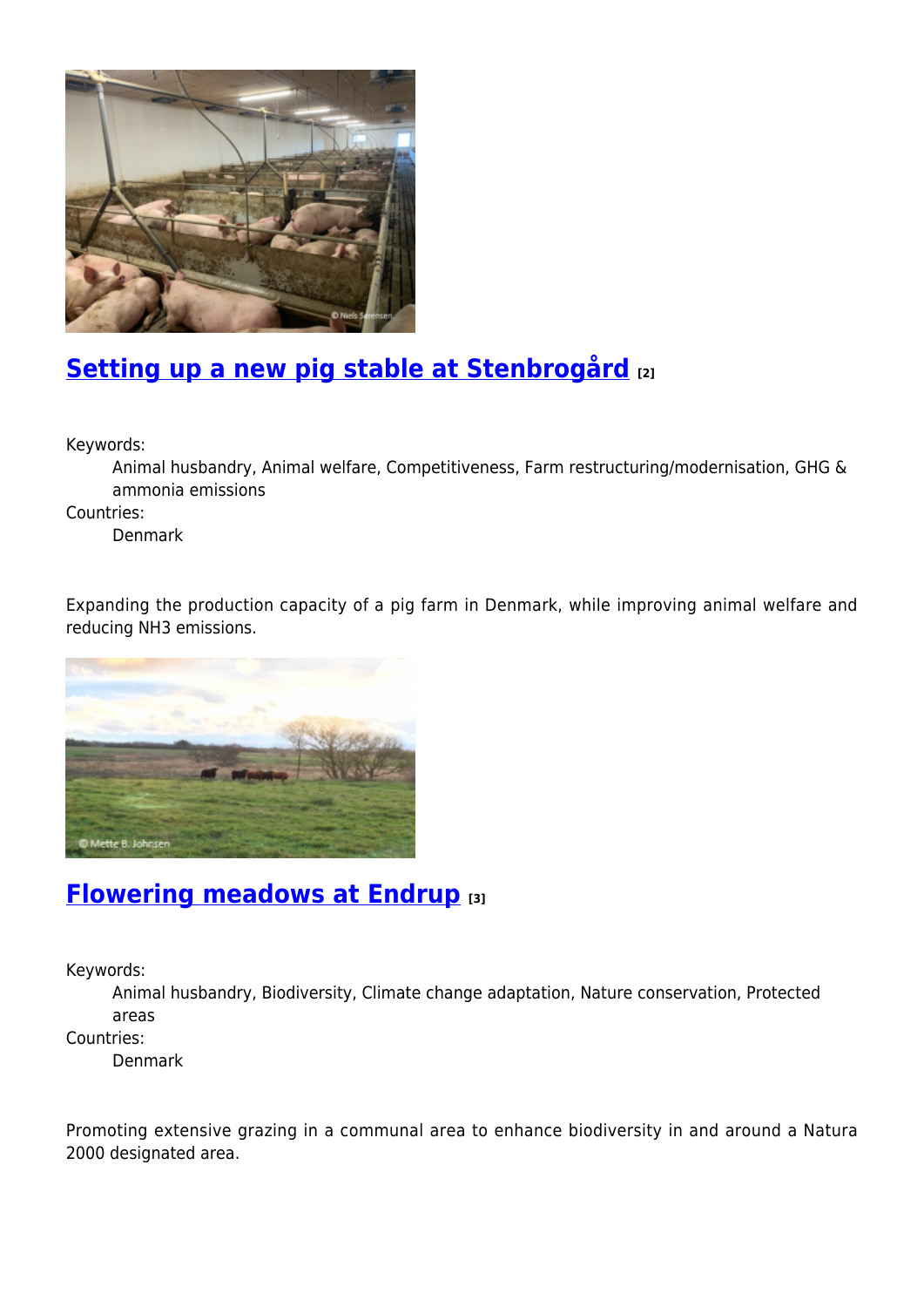## Setting up a new pig stable at Stenbrogård [2]

Keywords:
Animal husbandry, Animal welfare, Competitiveness, Farm restructuring/modernisation, GHG & ammonia emissions

Countries:
Denmark

Expanding the production capacity of a pig farm in Denmark, while improving animal welfare and reducing $NH_3$ emissions.

## Flowering meadows at Endrup [3]

Keywords:
Animal husbandry, Biodiversity, Climate change adaptation, Nature conservation, Protected areas

Countries:
Denmark

Promoting extensive grazing in a communal area to enhance biodiversity in and around a Natura 2000 designated area.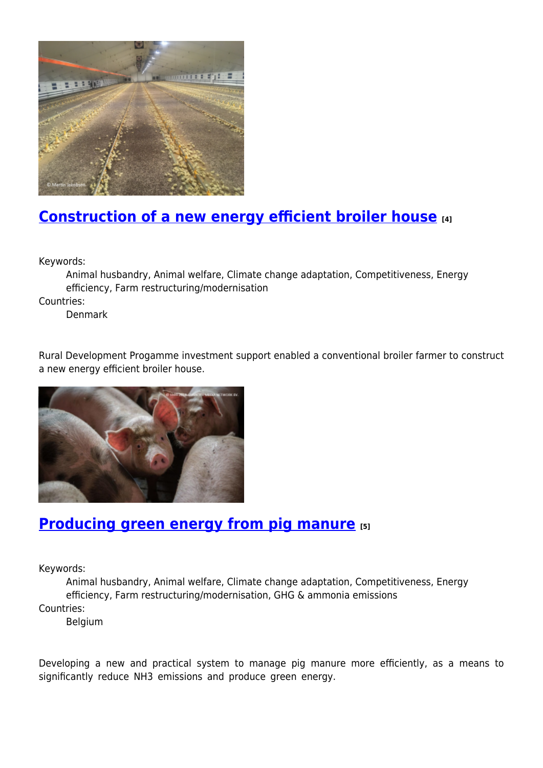## Construction of a new energy efficient broiler house [4]

Keywords:
: Animal husbandry, Animal welfare, Climate change adaptation, Competitiveness, Energy efficiency, Farm restructuring/modernisation

Countries:
: Denmark

Rural Development Progamme investment support enabled a conventional broiler farmer to construct a new energy efficient broiler house.

## Producing green energy from pig manure [5]

Keywords:
: Animal husbandry, Animal welfare, Climate change adaptation, Competitiveness, Energy efficiency, Farm restructuring/modernisation, GHG & ammonia emissions

Countries:
: Belgium

Developing a new and practical system to manage pig manure more efficiently, as a means to significantly reduce $NH_3$ emissions and produce green energy.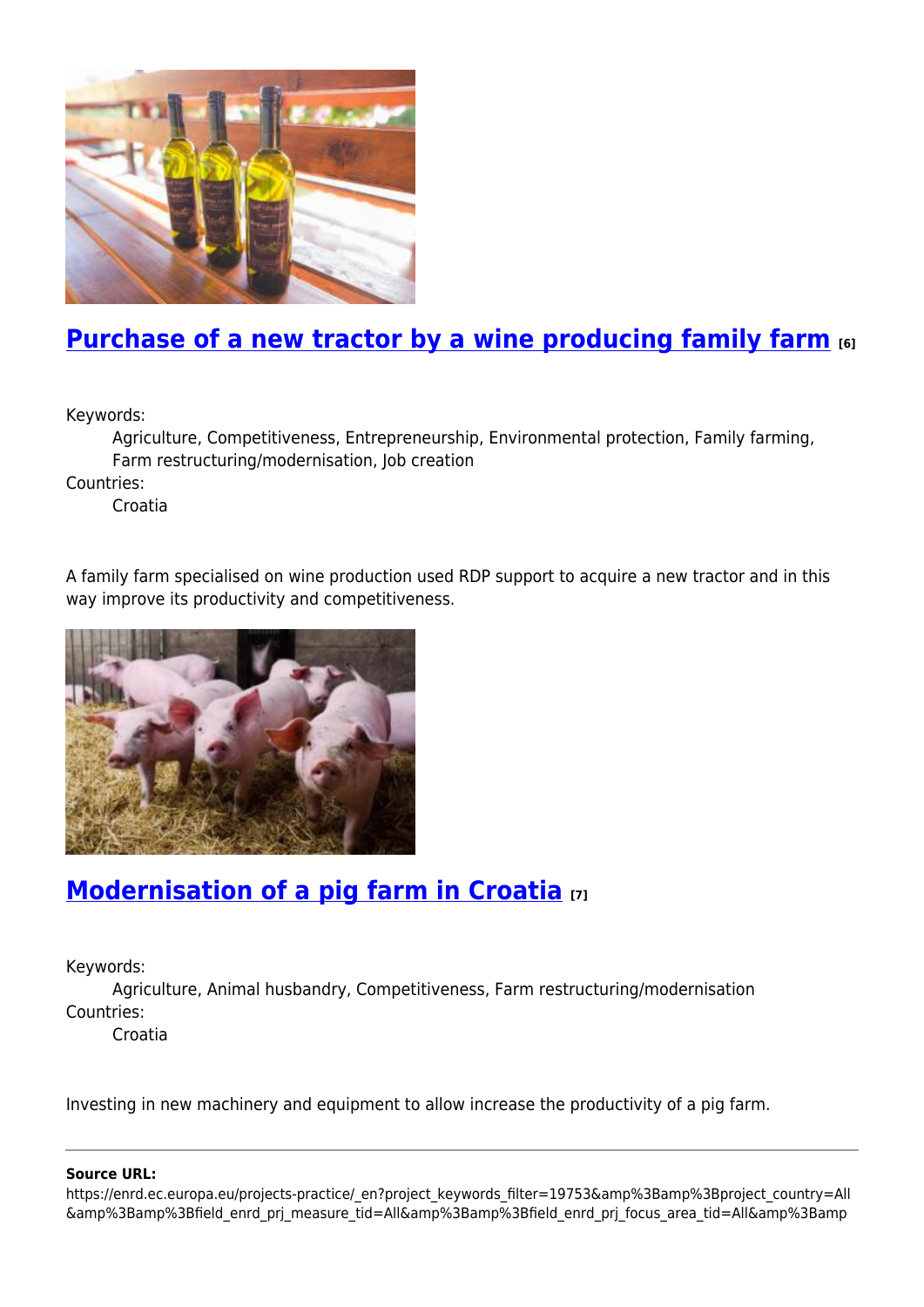## Purchase of a new tractor by a wine producing family farm [6]

Keywords:
Agriculture, Competitiveness, Entrepreneurship, Environmental protection, Family farming, Farm restructuring/modernisation, Job creation

Countries:
Croatia

A family farm specialised on wine production used RDP support to acquire a new tractor and in this way improve its productivity and competitiveness.

## Modernisation of a pig farm in Croatia [7]

Keywords:
Agriculture, Animal husbandry, Competitiveness, Farm restructuring/modernisation

Countries:
Croatia

Investing in new machinery and equipment to allow increase the productivity of a pig farm.

---

**Source URL:** https://enrd.ec.europa.eu/projects-practice/_en?project_keywords_filter=19753&amp%3Bamp%3Bproject_country=All&amp%3Bamp%3Bfield_enrd_prj_measure_tid=All&amp%3Bamp%3Bfield_enrd_prj_focus_area_tid=All&amp%3Bamp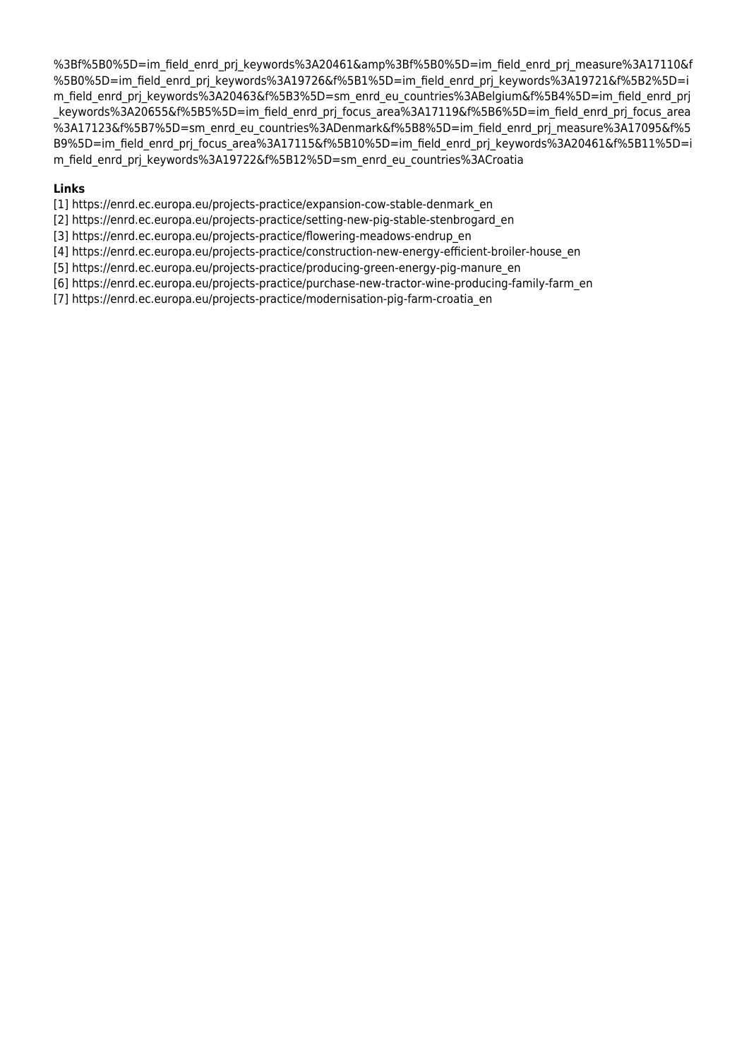%3Bf%5B0%5D=im_field_enrd_prj_keywords%3A20461&amp%3Bf%5B0%5D=im_field_enrd_prj_measure%3A17110&f%5B0%5D=im_field_enrd_prj_keywords%3A19726&f%5B1%5D=im_field_enrd_prj_keywords%3A19721&f%5B2%5D=im_field_enrd_prj_keywords%3A20463&f%5B3%5D=sm_enrd_eu_countries%3ABelgium&f%5B4%5D=im_field_enrd_prj_keywords%3A20655&f%5B5%5D=im_field_enrd_prj_focus_area%3A17119&f%5B6%5D=im_field_enrd_prj_focus_area%3A17123&f%5B7%5D=sm_enrd_eu_countries%3ADenmark&f%5B8%5D=im_field_enrd_prj_measure%3A17095&f%5B9%5D=im_field_enrd_prj_focus_area%3A17115&f%5B10%5D=im_field_enrd_prj_keywords%3A20461&f%5B11%5D=im_field_enrd_prj_keywords%3A19722&f%5B12%5D=sm_enrd_eu_countries%3ACroatia

**Links**

[1] https://enrd.ec.europa.eu/projects-practice/expansion-cow-stable-denmark_en
[2] https://enrd.ec.europa.eu/projects-practice/setting-new-pig-stable-stenbrogard_en
[3] https://enrd.ec.europa.eu/projects-practice/flowering-meadows-endrup_en
[4] https://enrd.ec.europa.eu/projects-practice/construction-new-energy-efficient-broiler-house_en
[5] https://enrd.ec.europa.eu/projects-practice/producing-green-energy-pig-manure_en
[6] https://enrd.ec.europa.eu/projects-practice/purchase-new-tractor-wine-producing-family-farm_en
[7] https://enrd.ec.europa.eu/projects-practice/modernisation-pig-farm-croatia_en